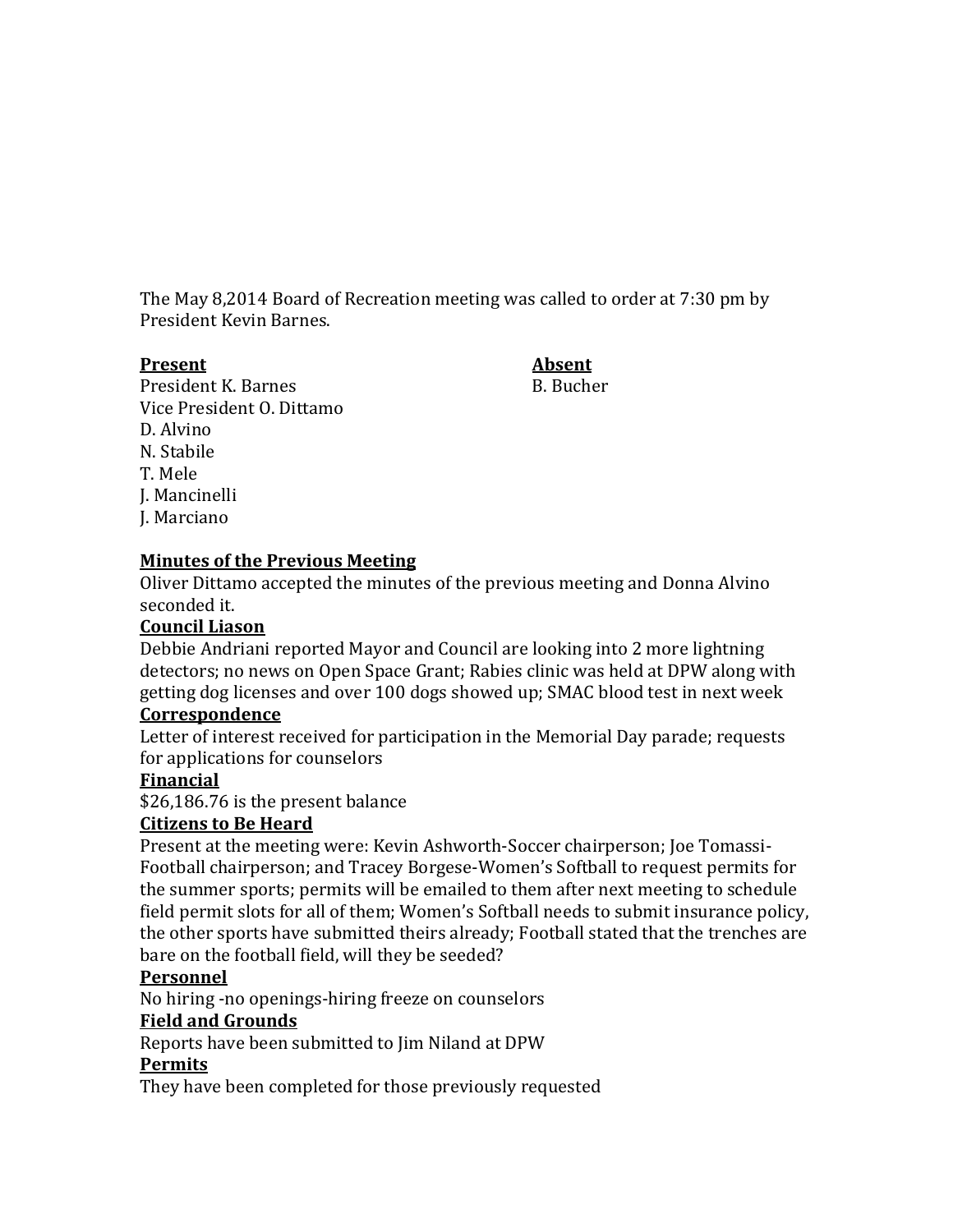The May 8,2014 Board of Recreation meeting was called to order at 7:30 pm by President Kevin Barnes.

| **Present** | **Absent** |
| --- | --- |
| President K. Barnes | B. Bucher |
| Vice President O. Dittamo | |
| D. Alvino | |
| N. Stabile | |
| T. Mele | |
| J. Mancinelli | |
| J. Marciano | |

**Minutes of the Previous Meeting**

Oliver Dittamo accepted the minutes of the previous meeting and Donna Alvino seconded it.

**Council Liason**

Debbie Andriani reported Mayor and Council are looking into 2 more lightning detectors; no news on Open Space Grant; Rabies clinic was held at DPW along with getting dog licenses and over 100 dogs showed up; SMAC blood test in next week

**Correspondence**

Letter of interest received for participation in the Memorial Day parade; requests for applications for counselors

**Financial**

$26,186.76 is the present balance

**Citizens to Be Heard**

Present at the meeting were: Kevin Ashworth-Soccer chairperson; Joe Tomassi-Football chairperson; and Tracey Borgese-Women's Softball to request permits for the summer sports; permits will be emailed to them after next meeting to schedule field permit slots for all of them; Women's Softball needs to submit insurance policy, the other sports have submitted theirs already; Football stated that the trenches are bare on the football field, will they be seeded?

**Personnel**

No hiring -no openings-hiring freeze on counselors

**Field and Grounds**

Reports have been submitted to Jim Niland at DPW

**Permits**

They have been completed for those previously requested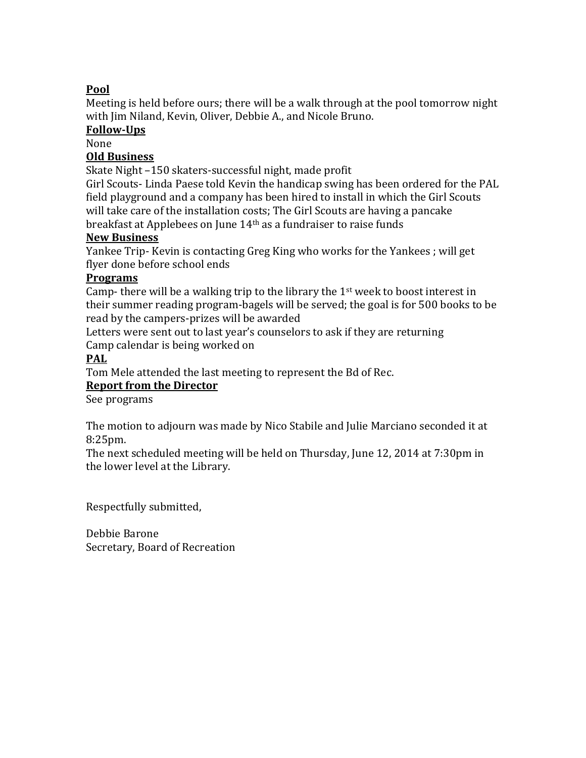**Pool**

Meeting is held before ours; there will be a walk through at the pool tomorrow night with Jim Niland, Kevin, Oliver, Debbie A., and Nicole Bruno.

**Follow-Ups**

None

**Old Business**

Skate Night –150 skaters-successful night, made profit

Girl Scouts- Linda Paese told Kevin the handicap swing has been ordered for the PAL field playground and a company has been hired to install in which the Girl Scouts will take care of the installation costs; The Girl Scouts are having a pancake breakfast at Applebees on June 14th as a fundraiser to raise funds

**New Business**

Yankee Trip- Kevin is contacting Greg King who works for the Yankees ; will get flyer done before school ends

**Programs**

Camp- there will be a walking trip to the library the 1st week to boost interest in their summer reading program-bagels will be served; the goal is for 500 books to be read by the campers-prizes will be awarded

Letters were sent out to last year's counselors to ask if they are returning

Camp calendar is being worked on

**PAL**

Tom Mele attended the last meeting to represent the Bd of Rec.

**Report from the Director**

See programs

The motion to adjourn was made by Nico Stabile and Julie Marciano seconded it at 8:25pm.

The next scheduled meeting will be held on Thursday, June 12, 2014 at 7:30pm in the lower level at the Library.

Respectfully submitted,

Debbie Barone
Secretary, Board of Recreation